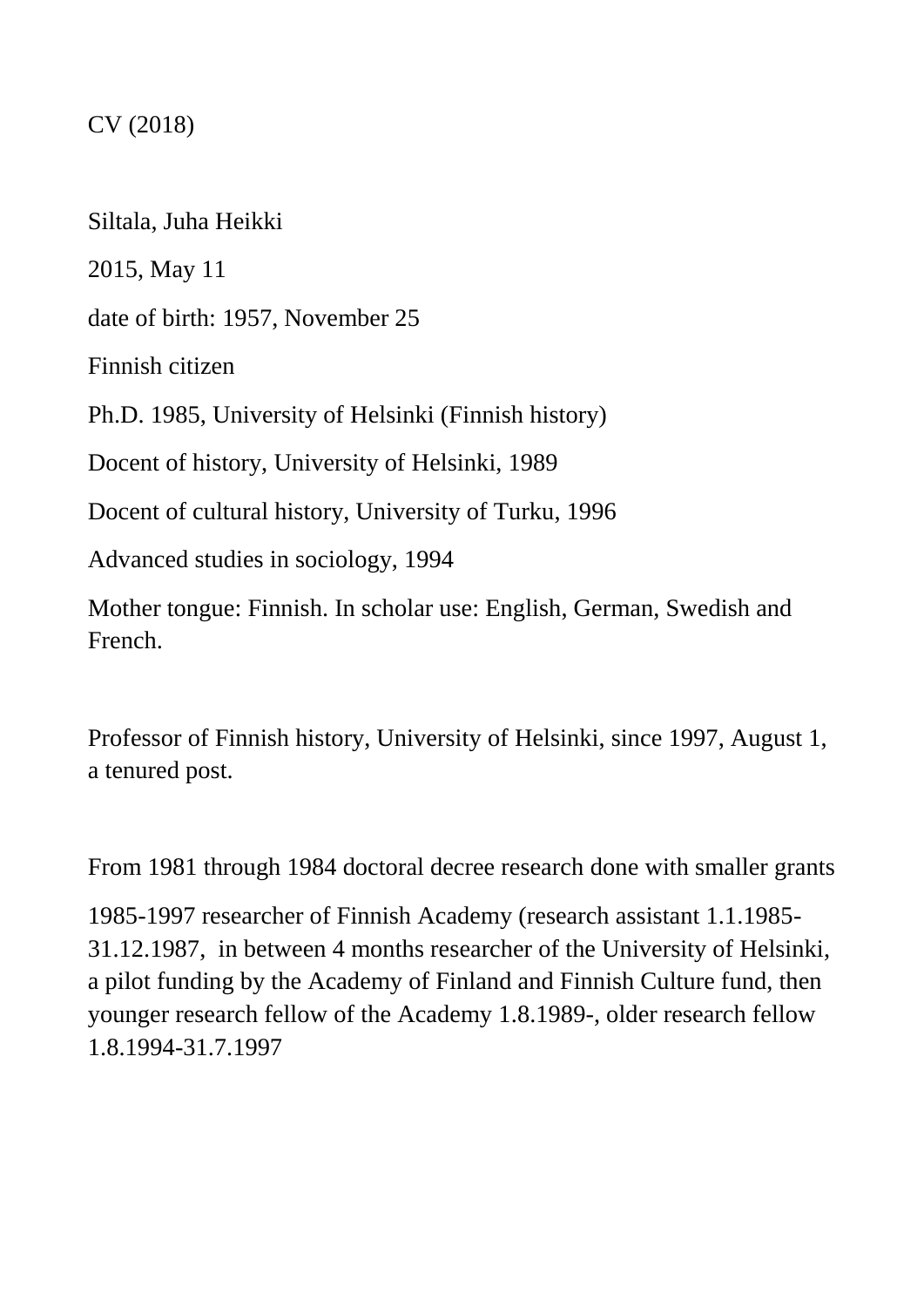CV (2018)

Siltala, Juha Heikki

2015, May 11

date of birth: 1957, November 25

Finnish citizen

Ph.D. 1985, University of Helsinki (Finnish history)

Docent of history, University of Helsinki, 1989

Docent of cultural history, University of Turku, 1996

Advanced studies in sociology, 1994

Mother tongue: Finnish. In scholar use: English, German, Swedish and French.

Professor of Finnish history, University of Helsinki, since 1997, August 1, a tenured post.

From 1981 through 1984 doctoral decree research done with smaller grants

1985-1997 researcher of Finnish Academy (research assistant 1.1.1985-31.12.1987, in between 4 months researcher of the University of Helsinki, a pilot funding by the Academy of Finland and Finnish Culture fund, then younger research fellow of the Academy 1.8.1989-, older research fellow 1.8.1994-31.7.1997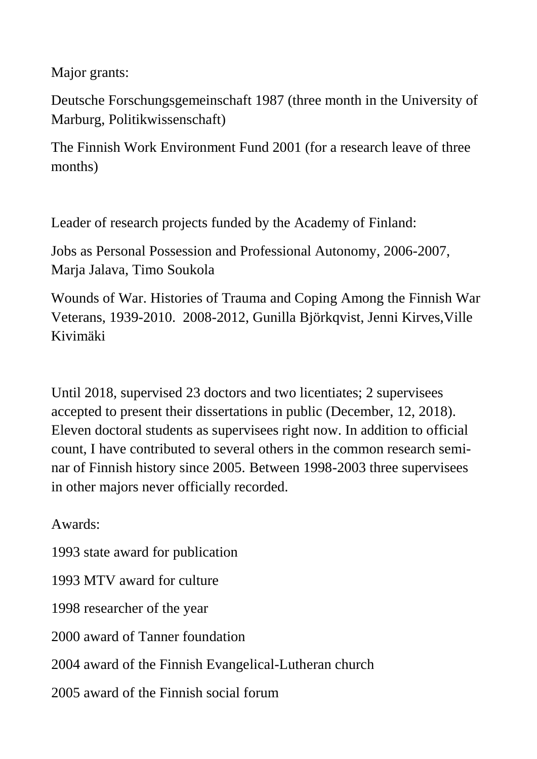Major grants:

Deutsche Forschungsgemeinschaft 1987 (three month in the University of Marburg, Politikwissenschaft)

The Finnish Work Environment Fund 2001 (for a research leave of three months)

Leader of research projects funded by the Academy of Finland:

Jobs as Personal Possession and Professional Autonomy, 2006-2007, Marja Jalava, Timo Soukola

Wounds of War. Histories of Trauma and Coping Among the Finnish War Veterans, 1939-2010. 2008-2012, Gunilla Björkqvist, Jenni Kirves,Ville Kivimäki

Until 2018, supervised 23 doctors and two licentiates; 2 supervisees accepted to present their dissertations in public (December, 12, 2018). Eleven doctoral students as supervisees right now. In addition to official count, I have contributed to several others in the common research seminar of Finnish history since 2005. Between 1998-2003 three supervisees in other majors never officially recorded.

Awards:

1993 state award for publication

1993 MTV award for culture

1998 researcher of the year

2000 award of Tanner foundation

2004 award of the Finnish Evangelical-Lutheran church

2005 award of the Finnish social forum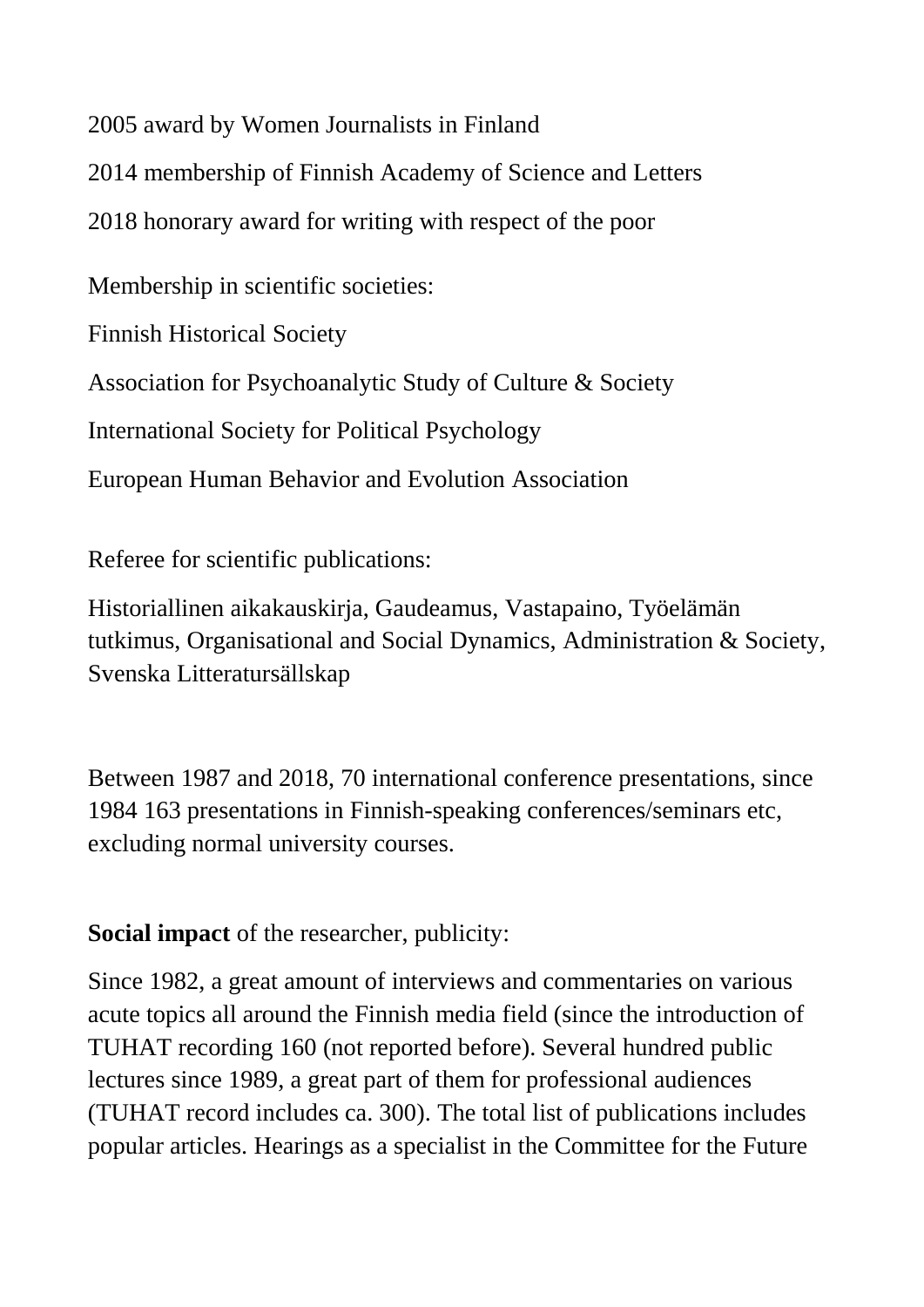2005 award by Women Journalists in Finland

2014 membership of Finnish Academy of Science and Letters

2018 honorary award for writing with respect of the poor

Membership in scientific societies:

Finnish Historical Society

Association for Psychoanalytic Study of Culture & Society

International Society for Political Psychology

European Human Behavior and Evolution Association

Referee for scientific publications:

Historiallinen aikakauskirja, Gaudeamus, Vastapaino, Työelämän tutkimus, Organisational and Social Dynamics, Administration & Society, Svenska Litteratursällskap

Between 1987 and 2018, 70 international conference presentations, since 1984 163 presentations in Finnish-speaking conferences/seminars etc, excluding normal university courses.

**Social impact** of the researcher, publicity:

Since 1982, a great amount of interviews and commentaries on various acute topics all around the Finnish media field (since the introduction of TUHAT recording 160 (not reported before). Several hundred public lectures since 1989, a great part of them for professional audiences (TUHAT record includes ca. 300). The total list of publications includes popular articles. Hearings as a specialist in the Committee for the Future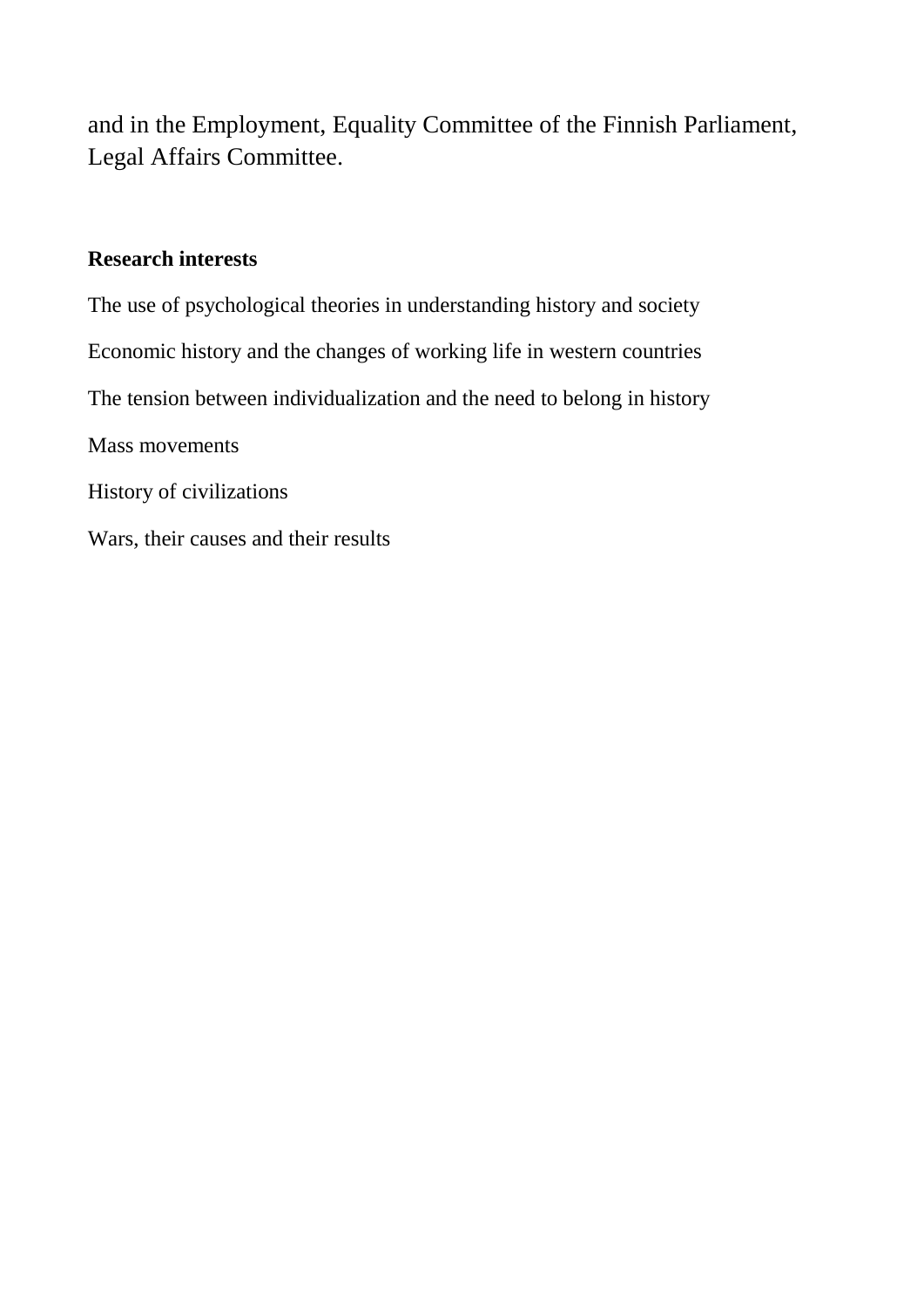and in the Employment, Equality Committee of the Finnish Parliament, Legal Affairs Committee.

**Research interests**

The use of psychological theories in understanding history and society

Economic history and the changes of working life in western countries

The tension between individualization and the need to belong in history

Mass movements

History of civilizations

Wars, their causes and their results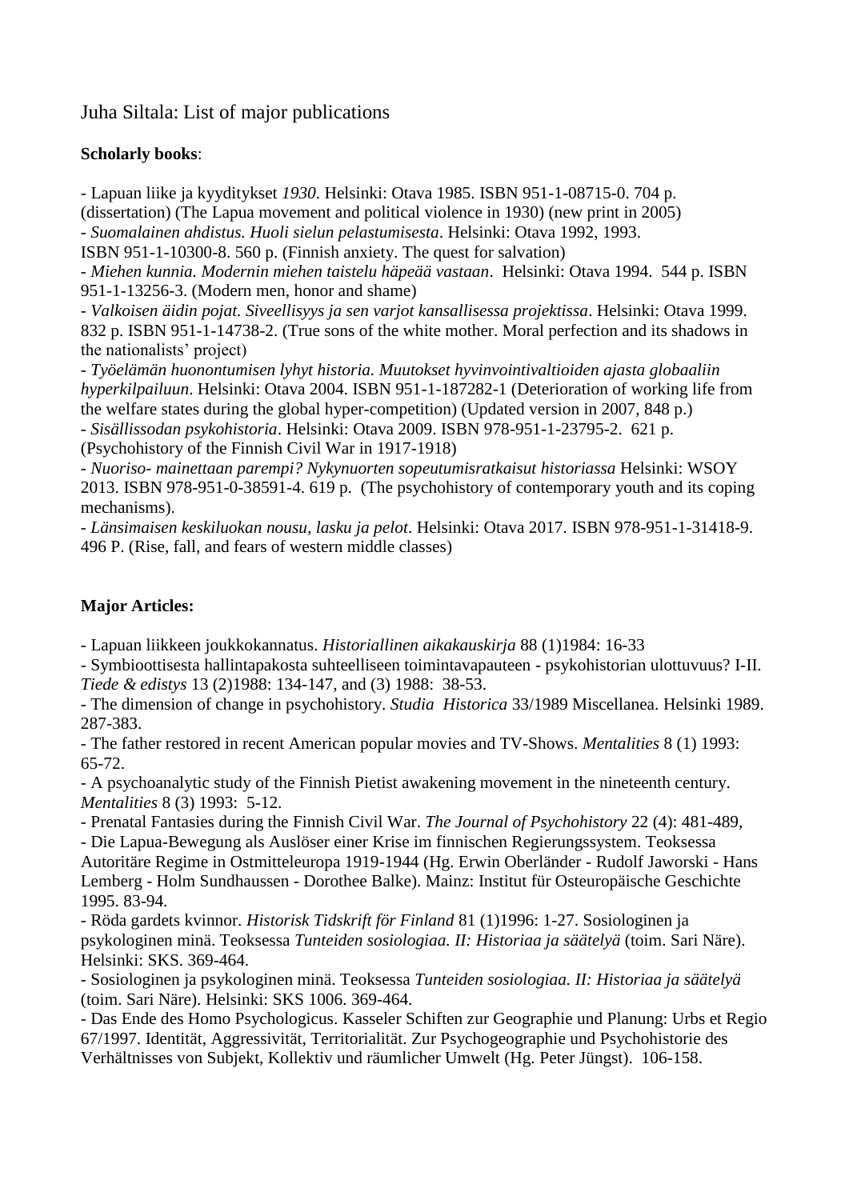Juha Siltala: List of major publications

**Scholarly books**:

- Lapuan liike ja kyyditykset *1930*. Helsinki: Otava 1985. ISBN 951-1-08715-0. 704 p. (dissertation) (The Lapua movement and political violence in 1930) (new print in 2005)
- *Suomalainen ahdistus. Huoli sielun pelastumisesta*. Helsinki: Otava 1992, 1993. ISBN 951-1-10300-8. 560 p. (Finnish anxiety. The quest for salvation)
- *Miehen kunnia. Modernin miehen taistelu häpeää vastaan*. Helsinki: Otava 1994. 544 p. ISBN 951-1-13256-3. (Modern men, honor and shame)
- *Valkoisen äidin pojat. Siveellisyys ja sen varjot kansallisessa projektissa*. Helsinki: Otava 1999. 832 p. ISBN 951-1-14738-2. (True sons of the white mother. Moral perfection and its shadows in the nationalists' project)
- *Työelämän huonontumisen lyhyt historia. Muutokset hyvinvointivaltioiden ajasta globaaliin hyperkilpailuun*. Helsinki: Otava 2004. ISBN 951-1-187282-1 (Deterioration of working life from the welfare states during the global hyper-competition) (Updated version in 2007, 848 p.)
- *Sisällissodan psykohistoria*. Helsinki: Otava 2009. ISBN 978-951-1-23795-2. 621 p. (Psychohistory of the Finnish Civil War in 1917-1918)
- *Nuoriso- mainettaan parempi? Nykynuorten sopeutumisratkaisut historiassa* Helsinki: WSOY 2013. ISBN 978-951-0-38591-4. 619 p. (The psychohistory of contemporary youth and its coping mechanisms).
- *Länsimaisen keskiluokan nousu, lasku ja pelot*. Helsinki: Otava 2017. ISBN 978-951-1-31418-9. 496 P. (Rise, fall, and fears of western middle classes)

**Major Articles:**

- Lapuan liikkeen joukkokannatus. *Historiallinen aikakauskirja* 88 (1)1984: 16-33
- Symbioottisesta hallintapakosta suhteelliseen toimintavapauteen - psykohistorian ulottuvuus? I-II. *Tiede & edistys* 13 (2)1988: 134-147, and (3) 1988: 38-53.
- The dimension of change in psychohistory. *Studia Historica* 33/1989 Miscellanea. Helsinki 1989. 287-383.
- The father restored in recent American popular movies and TV-Shows. *Mentalities* 8 (1) 1993: 65-72.
- A psychoanalytic study of the Finnish Pietist awakening movement in the nineteenth century. *Mentalities* 8 (3) 1993: 5-12.
- Prenatal Fantasies during the Finnish Civil War. *The Journal of Psychohistory* 22 (4): 481-489,
- Die Lapua-Bewegung als Auslöser einer Krise im finnischen Regierungssystem. Teoksessa Autoritäre Regime in Ostmitteleuropa 1919-1944 (Hg. Erwin Oberländer - Rudolf Jaworski - Hans Lemberg - Holm Sundhaussen - Dorothee Balke). Mainz: Institut für Osteuropäische Geschichte 1995. 83-94.
- Röda gardets kvinnor. *Historisk Tidskrift för Finland* 81 (1)1996: 1-27. Sosiologinen ja psykologinen minä. Teoksessa *Tunteiden sosiologiaa. II: Historiaa ja säätelyä* (toim. Sari Näre). Helsinki: SKS. 369-464.
- Sosiologinen ja psykologinen minä. Teoksessa *Tunteiden sosiologiaa. II: Historiaa ja säätelyä* (toim. Sari Näre). Helsinki: SKS 1006. 369-464.
- Das Ende des Homo Psychologicus. Kasseler Schiften zur Geographie und Planung: Urbs et Regio 67/1997. Identität, Aggressivität, Territorialität. Zur Psychogeographie und Psychohistorie des Verhältnisses von Subjekt, Kollektiv und räumlicher Umwelt (Hg. Peter Jüngst). 106-158.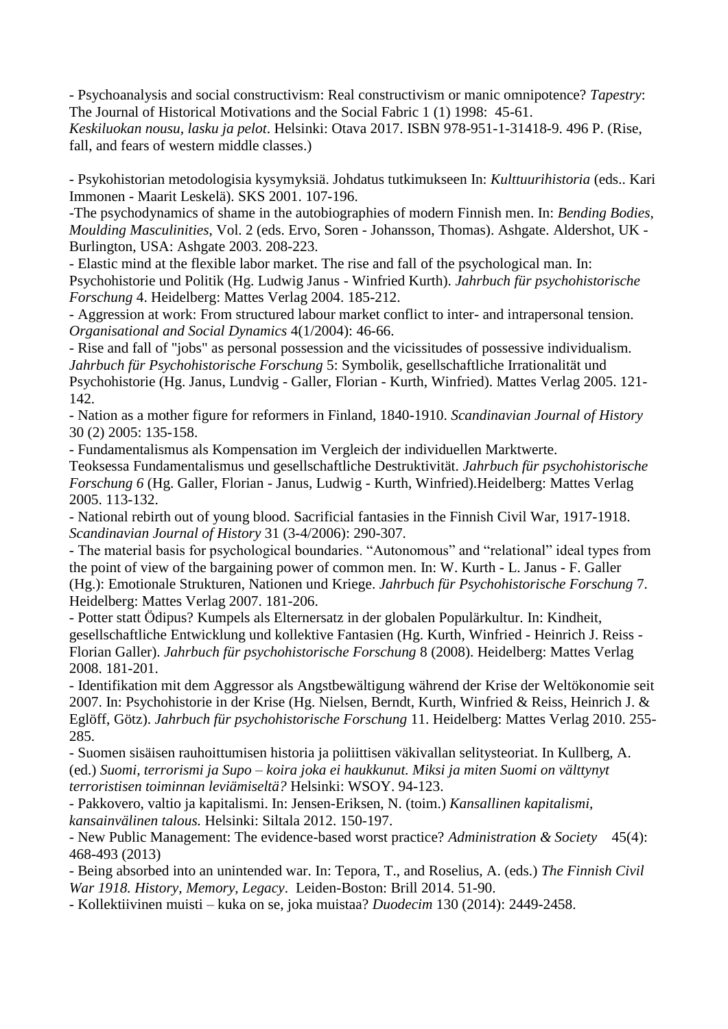- Psychoanalysis and social constructivism: Real constructivism or manic omnipotence? *Tapestry*: The Journal of Historical Motivations and the Social Fabric 1 (1) 1998: 45-61.
*Keskiluokan nousu, lasku ja pelot*. Helsinki: Otava 2017. ISBN 978-951-1-31418-9. 496 P. (Rise, fall, and fears of western middle classes.)

- Psykohistorian metodologisia kysymyksiä. Johdatus tutkimukseen In: *Kulttuurihistoria* (eds.. Kari Immonen - Maarit Leskelä). SKS 2001. 107-196.
-The psychodynamics of shame in the autobiographies of modern Finnish men. In: *Bending Bodies, Moulding Masculinities*, Vol. 2 (eds. Ervo, Soren - Johansson, Thomas). Ashgate. Aldershot, UK - Burlington, USA: Ashgate 2003. 208-223.
- Elastic mind at the flexible labor market. The rise and fall of the psychological man. In: Psychohistorie und Politik (Hg. Ludwig Janus - Winfried Kurth). *Jahrbuch für psychohistorische Forschung* 4. Heidelberg: Mattes Verlag 2004. 185-212.
- Aggression at work: From structured labour market conflict to inter- and intrapersonal tension. *Organisational and Social Dynamics* 4(1/2004): 46-66.
- Rise and fall of "jobs" as personal possession and the vicissitudes of possessive individualism. *Jahrbuch für Psychohistorische Forschung* 5: Symbolik, gesellschaftliche Irrationalität und Psychohistorie (Hg. Janus, Lundvig - Galler, Florian - Kurth, Winfried). Mattes Verlag 2005. 121-142.
- Nation as a mother figure for reformers in Finland, 1840-1910. *Scandinavian Journal of History* 30 (2) 2005: 135-158.
- Fundamentalismus als Kompensation im Vergleich der individuellen Marktwerte. Teoksessa Fundamentalismus und gesellschaftliche Destruktivität. *Jahrbuch für psychohistorische Forschung 6* (Hg. Galler, Florian - Janus, Ludwig - Kurth, Winfried).Heidelberg: Mattes Verlag 2005. 113-132.
- National rebirth out of young blood. Sacrificial fantasies in the Finnish Civil War, 1917-1918. *Scandinavian Journal of History* 31 (3-4/2006): 290-307.
- The material basis for psychological boundaries. "Autonomous" and "relational" ideal types from the point of view of the bargaining power of common men. In: W. Kurth - L. Janus - F. Galler (Hg.): Emotionale Strukturen, Nationen und Kriege. *Jahrbuch für Psychohistorische Forschung* 7. Heidelberg: Mattes Verlag 2007. 181-206.
- Potter statt Ödipus? Kumpels als Elternersatz in der globalen Populärkultur. In: Kindheit, gesellschaftliche Entwicklung und kollektive Fantasien (Hg. Kurth, Winfried - Heinrich J. Reiss - Florian Galler). *Jahrbuch für psychohistorische Forschung* 8 (2008). Heidelberg: Mattes Verlag 2008. 181-201.
- Identifikation mit dem Aggressor als Angstbewältigung während der Krise der Weltökonomie seit 2007. In: Psychohistorie in der Krise (Hg. Nielsen, Berndt, Kurth, Winfried & Reiss, Heinrich J. & Eglöff, Götz). *Jahrbuch für psychohistorische Forschung* 11. Heidelberg: Mattes Verlag 2010. 255-285.
- Suomen sisäisen rauhoittumisen historia ja poliittisen väkivallan selitysteoriat. In Kullberg, A. (ed.) *Suomi, terrorismi ja Supo – koira joka ei haukkunut. Miksi ja miten Suomi on välttynyt terroristisen toiminnan leviämiseltä?* Helsinki: WSOY. 94-123.
- Pakkovero, valtio ja kapitalismi. In: Jensen-Eriksen, N. (toim.) *Kansallinen kapitalismi, kansainvälinen talous.* Helsinki: Siltala 2012. 150-197.
- New Public Management: The evidence-based worst practice? *Administration & Society* 45(4): 468-493 (2013)
- Being absorbed into an unintended war. In: Tepora, T., and Roselius, A. (eds.) *The Finnish Civil War 1918. History, Memory, Legacy*. Leiden-Boston: Brill 2014. 51-90.
- Kollektiivinen muisti – kuka on se, joka muistaa? *Duodecim* 130 (2014): 2449-2458.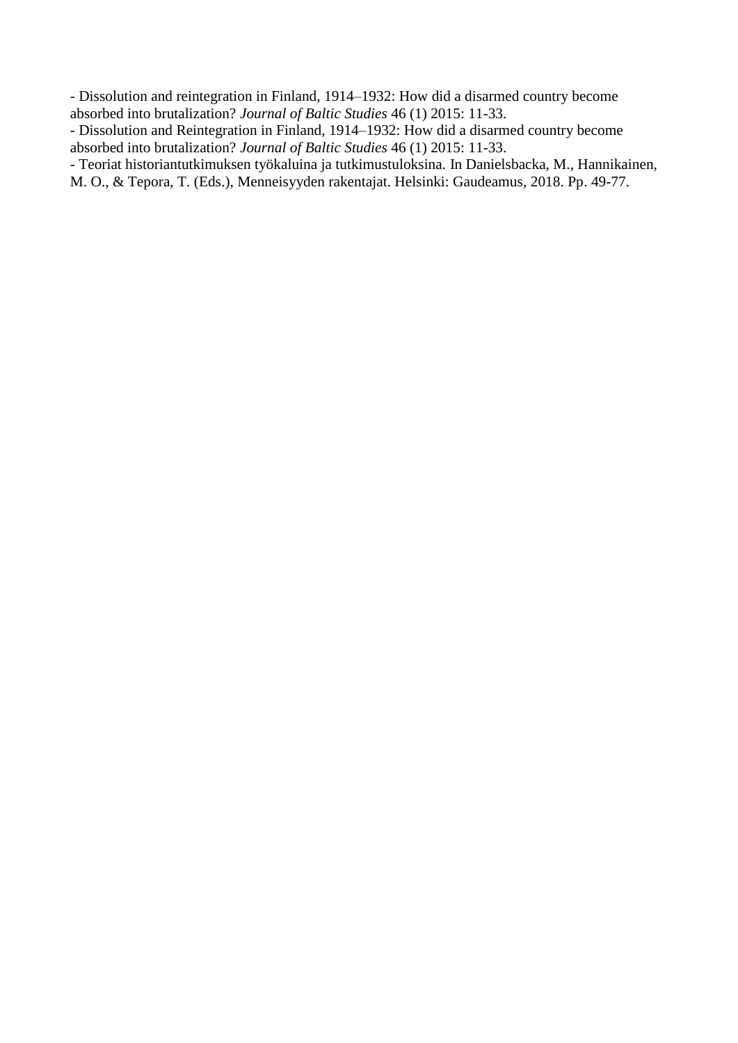- Dissolution and reintegration in Finland, 1914–1932: How did a disarmed country become absorbed into brutalization? *Journal of Baltic Studies* 46 (1) 2015: 11-33.
- Dissolution and Reintegration in Finland, 1914–1932: How did a disarmed country become absorbed into brutalization? *Journal of Baltic Studies* 46 (1) 2015: 11-33.
- Teoriat historiantutkimuksen työkaluina ja tutkimustuloksina. In Danielsbacka, M., Hannikainen, M. O., & Tepora, T. (Eds.), Menneisyyden rakentajat. Helsinki: Gaudeamus, 2018. Pp. 49-77.